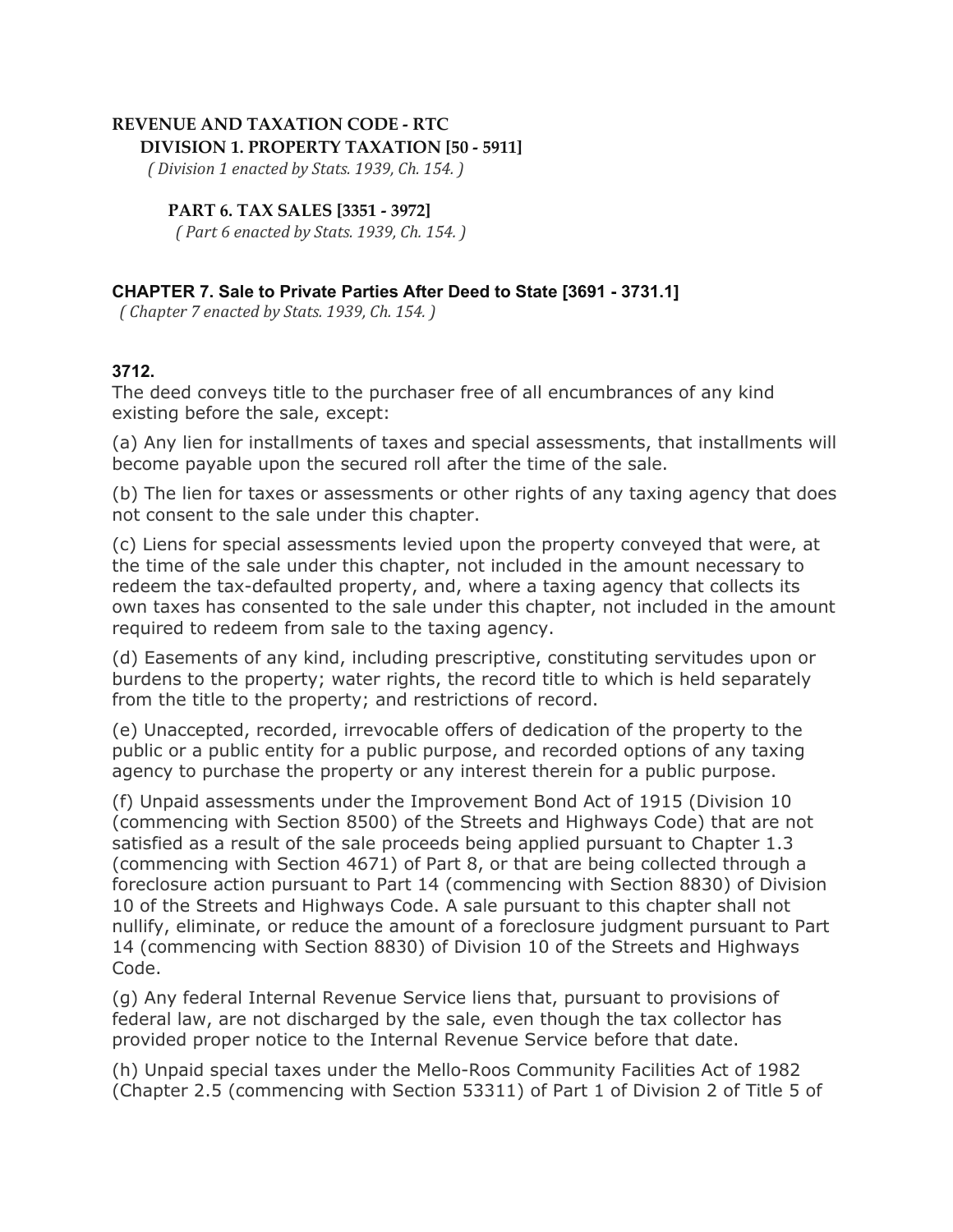**REVENUE AND TAXATION CODE - RTC**

**DIVISION 1. PROPERTY TAXATION [50 - 5911]**

*( Division 1 enacted by Stats. 1939, Ch. 154. )*

**PART 6. TAX SALES [3351 - 3972]**

*( Part 6 enacted by Stats. 1939, Ch. 154. )*

**CHAPTER 7. Sale to Private Parties After Deed to State [3691 - 3731.1]**

*( Chapter 7 enacted by Stats. 1939, Ch. 154. )*

**3712.**

The deed conveys title to the purchaser free of all encumbrances of any kind existing before the sale, except:

(a) Any lien for installments of taxes and special assessments, that installments will become payable upon the secured roll after the time of the sale.

(b) The lien for taxes or assessments or other rights of any taxing agency that does not consent to the sale under this chapter.

(c) Liens for special assessments levied upon the property conveyed that were, at the time of the sale under this chapter, not included in the amount necessary to redeem the tax-defaulted property, and, where a taxing agency that collects its own taxes has consented to the sale under this chapter, not included in the amount required to redeem from sale to the taxing agency.

(d) Easements of any kind, including prescriptive, constituting servitudes upon or burdens to the property; water rights, the record title to which is held separately from the title to the property; and restrictions of record.

(e) Unaccepted, recorded, irrevocable offers of dedication of the property to the public or a public entity for a public purpose, and recorded options of any taxing agency to purchase the property or any interest therein for a public purpose.

(f) Unpaid assessments under the Improvement Bond Act of 1915 (Division 10 (commencing with Section 8500) of the Streets and Highways Code) that are not satisfied as a result of the sale proceeds being applied pursuant to Chapter 1.3 (commencing with Section 4671) of Part 8, or that are being collected through a foreclosure action pursuant to Part 14 (commencing with Section 8830) of Division 10 of the Streets and Highways Code. A sale pursuant to this chapter shall not nullify, eliminate, or reduce the amount of a foreclosure judgment pursuant to Part 14 (commencing with Section 8830) of Division 10 of the Streets and Highways Code.

(g) Any federal Internal Revenue Service liens that, pursuant to provisions of federal law, are not discharged by the sale, even though the tax collector has provided proper notice to the Internal Revenue Service before that date.

(h) Unpaid special taxes under the Mello-Roos Community Facilities Act of 1982 (Chapter 2.5 (commencing with Section 53311) of Part 1 of Division 2 of Title 5 of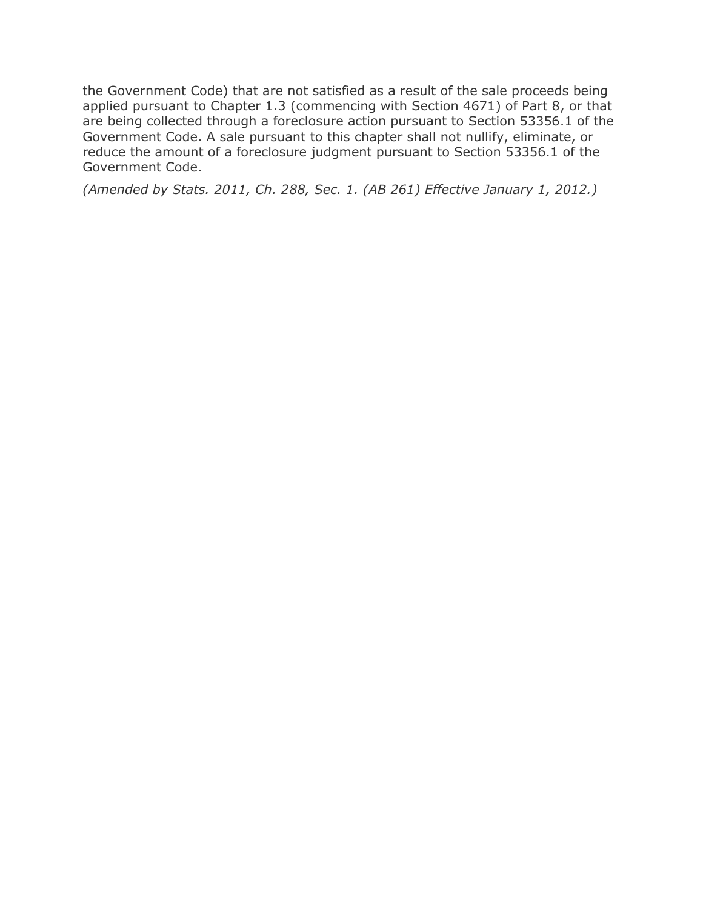the Government Code) that are not satisfied as a result of the sale proceeds being applied pursuant to Chapter 1.3 (commencing with Section 4671) of Part 8, or that are being collected through a foreclosure action pursuant to Section 53356.1 of the Government Code. A sale pursuant to this chapter shall not nullify, eliminate, or reduce the amount of a foreclosure judgment pursuant to Section 53356.1 of the Government Code.

*(Amended by Stats. 2011, Ch. 288, Sec. 1. (AB 261) Effective January 1, 2012.)*